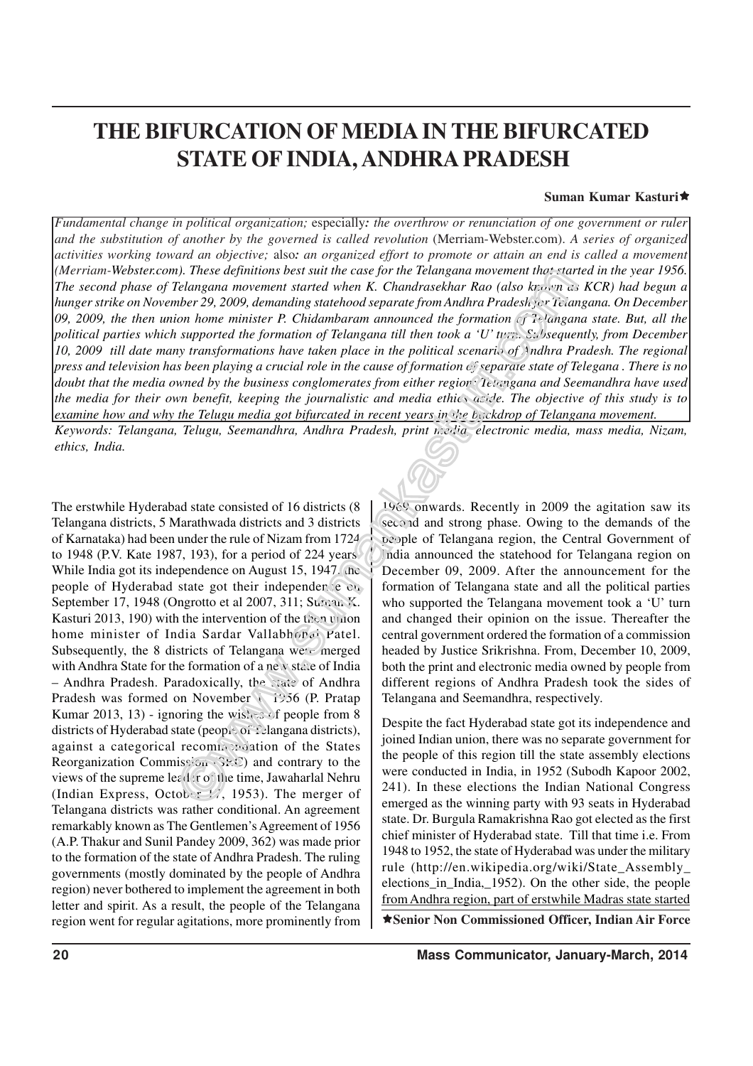# THE BIFURCATION OF MEDIA IN THE BIFURCATED STATE OF INDIA, ANDHRA PRADESH

**Suman Kumar Kasturi★**

*Fundamental change in political organization;* especially*: the overthrow or renunciation of one government or ruler and the substitution of another by the governed is called revolution* (Merriam-Webster.com). *A series of organized activities working toward an objective;* also*: an organized effort to promote or attain an end is called a movement (Merriam-Webster.com). These definitions best suit the case for the Telangana movement that started in the year 1956. The second phase of Telangana movement started when K. Chandrasekhar Rao (also known as KCR) had begun a hunger strike on November 29, 2009, demanding statehood separate from Andhra Pradesh for Telangana. On December 09, 2009, the then union home minister P. Chidambaram announced the formation of Telangana state. But, all the political parties which supported the formation of Telangana till then took a 'U' turn. Subsequently, from December 10, 2009 till date many transformations have taken place in the political scenario of Andhra Pradesh. The regional press and television has been playing a crucial role in the cause of formation of separate state of Telegana . There is no doubt that the media owned by the business conglomerates from either region: Telangana and Seemandhra have used the media for their own benefit, keeping the journalistic and media ethics aside. The objective of this study is to examine how and why the Telugu media got bifurcated in recent years in the backdrop of Telangana movement.*

*Keywords: Telangana, Telugu, Seemandhra, Andhra Pradesh, print media, electronic media, mass media, Nizam, ethics, India.*

The erstwhile Hyderabad state consisted of 16 districts (8 Telangana districts, 5 Marathwada districts and 3 districts of Karnataka) had been under the rule of Nizam from 1724 to 1948 (P.V. Kate 1987, 193), for a period of 224 years. While India got its independence on August 15, 1947, the people of Hyderabad state got their independence on September 17, 1948 (Ongrotto et al 2007, 311; Suman K. Kasturi 2013, 190) with the intervention of the then union home minister of India Sardar Vallabhbhai Patel. Subsequently, the 8 districts of Telangana were merged with Andhra State for the formation of a new state of India – Andhra Pradesh. Paradoxically, the state of Andhra Pradesh was formed on November 1, 1956 (P. Pratap Kumar 2013, 13) - ignoring the wishes of people from 8 districts of Hyderabad state (people of Telangana districts), against a categorical recommendation of the States Reorganization Commission (SRC) and contrary to the views of the supreme leader of the time, Jawaharlal Nehru (Indian Express, October 17, 1953). The merger of Telangana districts was rather conditional. An agreement remarkably known as The Gentlemen's Agreement of 1956 (A.P. Thakur and Sunil Pandey 2009, 362) was made prior to the formation of the state of Andhra Pradesh. The ruling governments (mostly dominated by the people of Andhra region) never bothered to implement the agreement in both letter and spirit. As a result, the people of the Telangana region went for regular agitations, more prominently from 1969 onwards. Recently in 2009 the agitation saw its second and strong phase. Owing to the demands of the people of Telangana region, the Central Government of India announced the statehood for Telangana region on December 09, 2009. After the announcement for the formation of Telangana state and all the political parties who supported the Telangana movement took a 'U' turn and changed their opinion on the issue. Thereafter the central government ordered the formation of a commission headed by Justice Srikrishna. From, December 10, 2009, both the print and electronic media owned by people from different regions of Andhra Pradesh took the sides of Telangana and Seemandhra, respectively.

Despite the fact Hyderabad state got its independence and joined Indian union, there was no separate government for the people of this region till the state assembly elections were conducted in India, in 1952 (Subodh Kapoor 2002, 241). In these elections the Indian National Congress emerged as the winning party with 93 seats in Hyderabad state. Dr. Burgula Ramakrishna Rao got elected as the first chief minister of Hyderabad state. Till that time i.e. From 1948 to 1952, the state of Hyderabad was under the military rule (http://en.wikipedia.org/wiki/State_Assembly_elections_in_India,_1952). On the other side, the people from Andhra region, part of erstwhile Madras state started

★**Senior Non Commissioned Officer, Indian Air Force**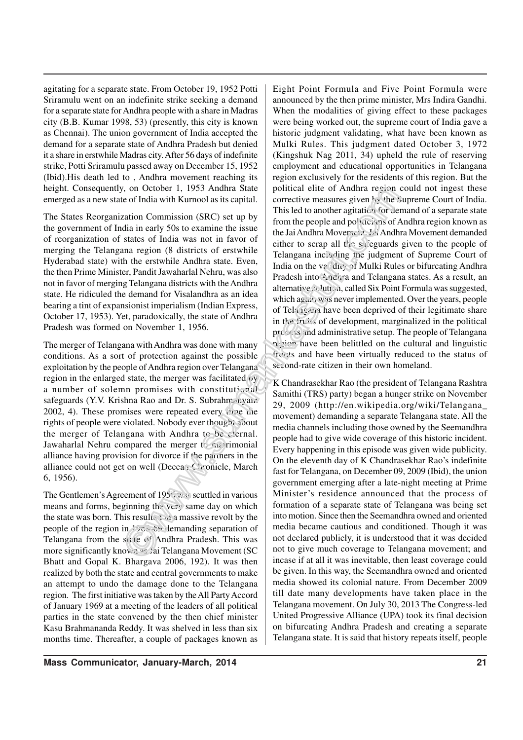agitating for a separate state. From October 19, 1952 Potti Sriramulu went on an indefinite strike seeking a demand for a separate state for Andhra people with a share in Madras city (B.B. Kumar 1998, 53) (presently, this city is known as Chennai). The union government of India accepted the demand for a separate state of Andhra Pradesh but denied it a share in erstwhile Madras city. After 56 days of indefinite strike, Potti Sriramulu passed away on December 15, 1952 (Ibid).His death led to , Andhra movement reaching its height. Consequently, on October 1, 1953 Andhra State emerged as a new state of India with Kurnool as its capital.

The States Reorganization Commission (SRC) set up by the government of India in early 50s to examine the issue of reorganization of states of India was not in favor of merging the Telangana region (8 districts of erstwhile Hyderabad state) with the erstwhile Andhra state. Even, the then Prime Minister, Pandit Jawaharlal Nehru, was also not in favor of merging Telangana districts with the Andhra state. He ridiculed the demand for Visalandhra as an idea bearing a tint of expansionist imperialism (Indian Express, October 17, 1953). Yet, paradoxically, the state of Andhra Pradesh was formed on November 1, 1956.

The merger of Telangana with Andhra was done with many conditions. As a sort of protection against the possible exploitation by the people of Andhra region over Telangana region in the enlarged state, the merger was facilitated by a number of solemn promises with constitutional safeguards (Y.V. Krishna Rao and Dr. S. Subrahmanyam 2002, 4). These promises were repeated every time the rights of people were violated. Nobody ever thought about the merger of Telangana with Andhra to be eternal. Jawaharlal Nehru compared the merger to matrimonial alliance having provision for divorce if the partners in the alliance could not get on well (Deccan Chronicle, March 6, 1956).

The Gentlemen's Agreement of 1956 was scuttled in various means and forms, beginning the very same day on which the state was born. This resulted in a massive revolt by the people of the region in 1968-69 demanding separation of Telangana from the state of Andhra Pradesh. This was more significantly known as Jai Telangana Movement (SC Bhatt and Gopal K. Bhargava 2006, 192). It was then realized by both the state and central governments to make an attempt to undo the damage done to the Telangana region. The first initiative was taken by the All Party Accord of January 1969 at a meeting of the leaders of all political parties in the state convened by the then chief minister Kasu Brahmananda Reddy. It was shelved in less than six months time. Thereafter, a couple of packages known as Eight Point Formula and Five Point Formula were announced by the then prime minister, Mrs Indira Gandhi. When the modalities of giving effect to these packages were being worked out, the supreme court of India gave a historic judgment validating, what have been known as Mulki Rules. This judgment dated October 3, 1972 (Kingshuk Nag 2011, 34) upheld the rule of reserving employment and educational opportunities in Telangana region exclusively for the residents of this region. But the political elite of Andhra region could not ingest these corrective measures given by the Supreme Court of India. This led to another agitation for demand of a separate state from the people and politicians of Andhra region known as the Jai Andhra Movement. Jai Andhra Movement demanded either to scrap all the safeguards given to the people of Telangana including the judgment of Supreme Court of India on the validity of Mulki Rules or bifurcating Andhra Pradesh into Andhra and Telangana states. As a result, an alternative solution, called Six Point Formula was suggested, which again was never implemented. Over the years, people of Telangana have been deprived of their legitimate share in the fruits of development, marginalized in the political process and administrative setup. The people of Telangana region have been belittled on the cultural and linguistic fronts and have been virtually reduced to the status of second-rate citizen in their own homeland.

K Chandrasekhar Rao (the president of Telangana Rashtra Samithi (TRS) party) began a hunger strike on November 29, 2009 (http://en.wikipedia.org/wiki/Telangana_movement) demanding a separate Telangana state. All the media channels including those owned by the Seemandhra people had to give wide coverage of this historic incident. Every happening in this episode was given wide publicity. On the eleventh day of K Chandrasekhar Rao's indefinite fast for Telangana, on December 09, 2009 (Ibid), the union government emerging after a late-night meeting at Prime Minister's residence announced that the process of formation of a separate state of Telangana was being set into motion. Since then the Seemandhra owned and oriented media became cautious and conditioned. Though it was not declared publicly, it is understood that it was decided not to give much coverage to Telangana movement; and incase if at all it was inevitable, then least coverage could be given. In this way, the Seemandhra owned and oriented media showed its colonial nature. From December 2009 till date many developments have taken place in the Telangana movement. On July 30, 2013 The Congress-led United Progressive Alliance (UPA) took its final decision on bifurcating Andhra Pradesh and creating a separate Telangana state. It is said that history repeats itself, people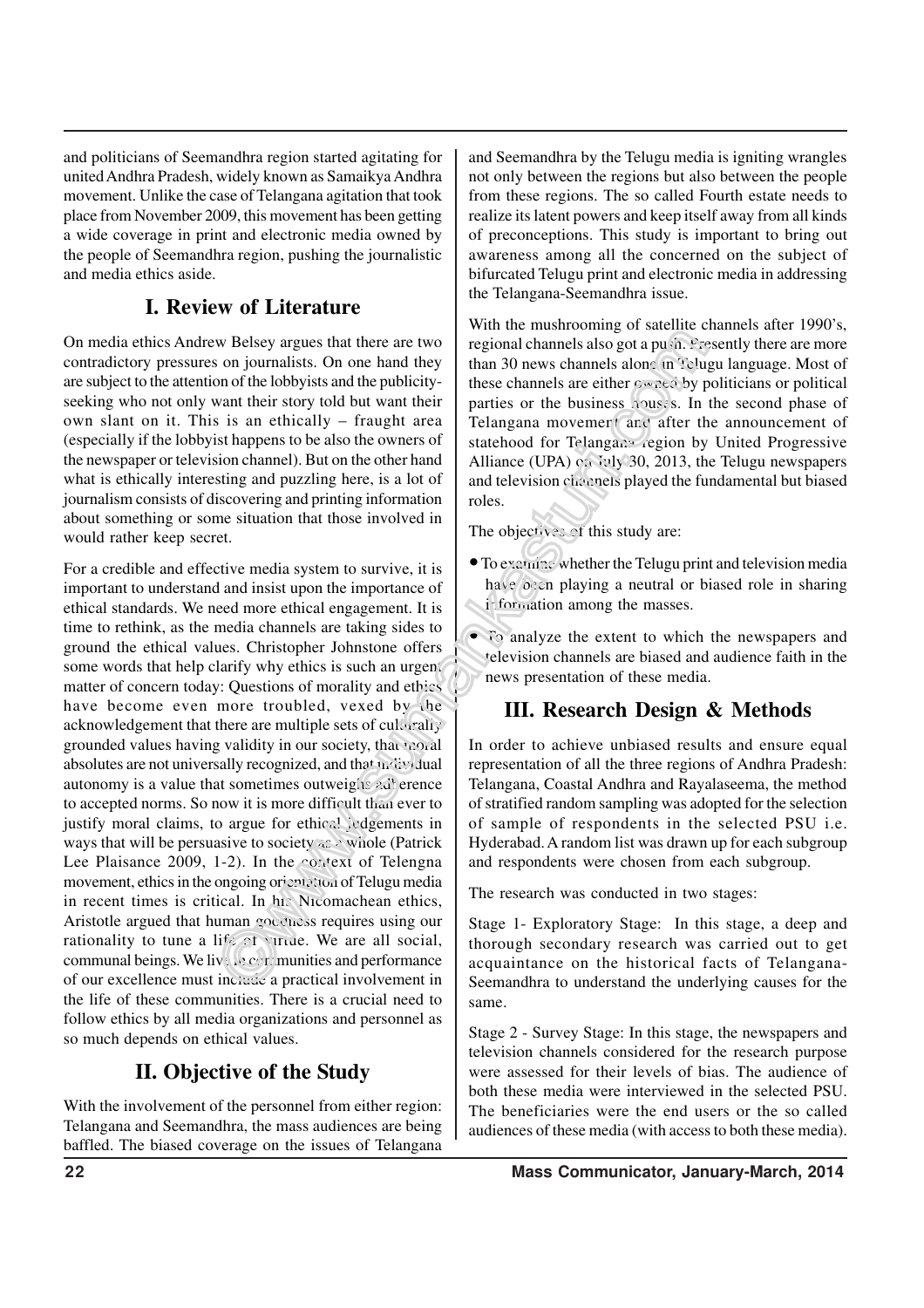and politicians of Seemandhra region started agitating for united Andhra Pradesh, widely known as Samaikya Andhra movement. Unlike the case of Telangana agitation that took place from November 2009, this movement has been getting a wide coverage in print and electronic media owned by the people of Seemandhra region, pushing the journalistic and media ethics aside.

## I. Review of Literature

On media ethics Andrew Belsey argues that there are two contradictory pressures on journalists. On one hand they are subject to the attention of the lobbyists and the publicity-seeking who not only want their story told but want their own slant on it. This is an ethically – fraught area (especially if the lobbyist happens to be also the owners of the newspaper or television channel). But on the other hand what is ethically interesting and puzzling here, is a lot of journalism consists of discovering and printing information about something or some situation that those involved in would rather keep secret.

For a credible and effective media system to survive, it is important to understand and insist upon the importance of ethical standards. We need more ethical engagement. It is time to rethink, as the media channels are taking sides to ground the ethical values. Christopher Johnstone offers some words that help clarify why ethics is such an urgent matter of concern today: Questions of morality and ethics have become even more troubled, vexed by the acknowledgement that there are multiple sets of culturally grounded values having validity in our society, that moral absolutes are not universally recognized, and that individual autonomy is a value that sometimes outweighs adherence to accepted norms. So now it is more difficult than ever to justify moral claims, to argue for ethical judgements in ways that will be persuasive to society as a whole (Patrick Lee Plaisance 2009, 1-2). In the context of Telengna movement, ethics in the ongoing orientation of Telugu media in recent times is critical. In his Nicomachean ethics, Aristotle argued that human goodness requires using our rationality to tune a life of virtue. We are all social, communal beings. We live in communities and performance of our excellence must include a practical involvement in the life of these communities. There is a crucial need to follow ethics by all media organizations and personnel as so much depends on ethical values.

## II. Objective of the Study

With the involvement of the personnel from either region: Telangana and Seemandhra, the mass audiences are being baffled. The biased coverage on the issues of Telangana and Seemandhra by the Telugu media is igniting wrangles not only between the regions but also between the people from these regions. The so called Fourth estate needs to realize its latent powers and keep itself away from all kinds of preconceptions. This study is important to bring out awareness among all the concerned on the subject of bifurcated Telugu print and electronic media in addressing the Telangana-Seemandhra issue.

With the mushrooming of satellite channels after 1990's, regional channels also got a push. Presently there are more than 30 news channels alone in Telugu language. Most of these channels are either owned by politicians or political parties or the business houses. In the second phase of Telangana movement and after the announcement of statehood for Telangana region by United Progressive Alliance (UPA) on July 30, 2013, the Telugu newspapers and television channels played the fundamental but biased roles.

The objectives of this study are:

- To examine whether the Telugu print and television media have been playing a neutral or biased role in sharing information among the masses.
- To analyze the extent to which the newspapers and television channels are biased and audience faith in the news presentation of these media.

## III. Research Design & Methods

In order to achieve unbiased results and ensure equal representation of all the three regions of Andhra Pradesh: Telangana, Coastal Andhra and Rayalaseema, the method of stratified random sampling was adopted for the selection of sample of respondents in the selected PSU i.e. Hyderabad. A random list was drawn up for each subgroup and respondents were chosen from each subgroup.

The research was conducted in two stages:

Stage 1- Exploratory Stage: In this stage, a deep and thorough secondary research was carried out to get acquaintance on the historical facts of Telangana-Seemandhra to understand the underlying causes for the same.

Stage 2 - Survey Stage: In this stage, the newspapers and television channels considered for the research purpose were assessed for their levels of bias. The audience of both these media were interviewed in the selected PSU. The beneficiaries were the end users or the so called audiences of these media (with access to both these media).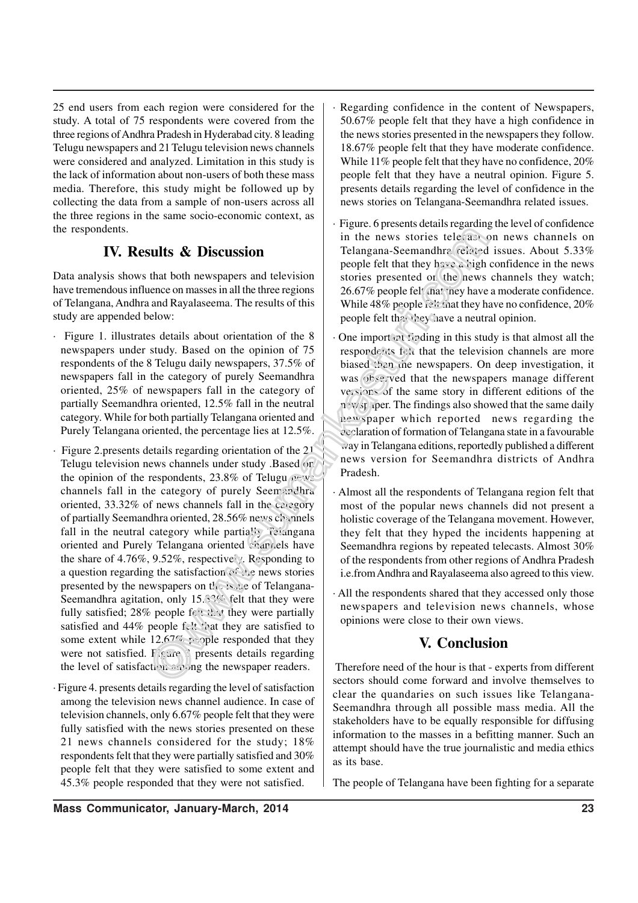25 end users from each region were considered for the study. A total of 75 respondents were covered from the three regions of Andhra Pradesh in Hyderabad city. 8 leading Telugu newspapers and 21 Telugu television news channels were considered and analyzed. Limitation in this study is the lack of information about non-users of both these mass media. Therefore, this study might be followed up by collecting the data from a sample of non-users across all the three regions in the same socio-economic context, as the respondents.

## IV. Results & Discussion

Data analysis shows that both newspapers and television have tremendous influence on masses in all the three regions of Telangana, Andhra and Rayalaseema. The results of this study are appended below:

- Figure 1. illustrates details about orientation of the 8 newspapers under study. Based on the opinion of 75 respondents of the 8 Telugu daily newspapers, 37.5% of newspapers fall in the category of purely Seemandhra oriented, 25% of newspapers fall in the category of partially Seemandhra oriented, 12.5% fall in the neutral category. While for both partially Telangana oriented and Purely Telangana oriented, the percentage lies at 12.5%.
- Figure 2.presents details regarding orientation of the 21 Telugu television news channels under study .Based on the opinion of the respondents, 23.8% of Telugu news channels fall in the category of purely Seemandhra oriented, 33.32% of news channels fall in the category of partially Seemandhra oriented, 28.56% news channels fall in the neutral category while partially Telangana oriented and Purely Telangana oriented channels have the share of 4.76%, 9.52%, respectively. Responding to a question regarding the satisfaction of the news stories presented by the newspapers on the issue of Telangana-Seemandhra agitation, only 15.33% felt that they were fully satisfied; 28% people felt that they were partially satisfied and 44% people felt that they are satisfied to some extent while 12.67% people responded that they were not satisfied. Figure 3 presents details regarding the level of satisfaction among the newspaper readers.
- Figure 4. presents details regarding the level of satisfaction among the television news channel audience. In case of television channels, only 6.67% people felt that they were fully satisfied with the news stories presented on these 21 news channels considered for the study; 18% respondents felt that they were partially satisfied and 30% people felt that they were satisfied to some extent and 45.3% people responded that they were not satisfied.
- Regarding confidence in the content of Newspapers, 50.67% people felt that they have a high confidence in the news stories presented in the newspapers they follow. 18.67% people felt that they have moderate confidence. While 11% people felt that they have no confidence, 20% people felt that they have a neutral opinion. Figure 5. presents details regarding the level of confidence in the news stories on Telangana-Seemandhra related issues.
- Figure. 6 presents details regarding the level of confidence in the news stories telecast on news channels on Telangana-Seemandhra related issues. About 5.33% people felt that they have a high confidence in the news stories presented on the news channels they watch; 26.67% people felt that they have a moderate confidence. While 48% people felt that they have no confidence, 20% people felt that they have a neutral opinion.
- One important finding in this study is that almost all the respondents felt that the television channels are more biased than the newspapers. On deep investigation, it was observed that the newspapers manage different versions of the same story in different editions of the newspaper. The findings also showed that the same daily newspaper which reported news regarding the declaration of formation of Telangana state in a favourable way in Telangana editions, reportedly published a different news version for Seemandhra districts of Andhra Pradesh.
- Almost all the respondents of Telangana region felt that most of the popular news channels did not present a holistic coverage of the Telangana movement. However, they felt that they hyped the incidents happening at Seemandhra regions by repeated telecasts. Almost 30% of the respondents from other regions of Andhra Pradesh i.e.from Andhra and Rayalaseema also agreed to this view.
- All the respondents shared that they accessed only those newspapers and television news channels, whose opinions were close to their own views.

## V. Conclusion

Therefore need of the hour is that - experts from different sectors should come forward and involve themselves to clear the quandaries on such issues like Telangana-Seemandhra through all possible mass media. All the stakeholders have to be equally responsible for diffusing information to the masses in a befitting manner. Such an attempt should have the true journalistic and media ethics as its base.

The people of Telangana have been fighting for a separate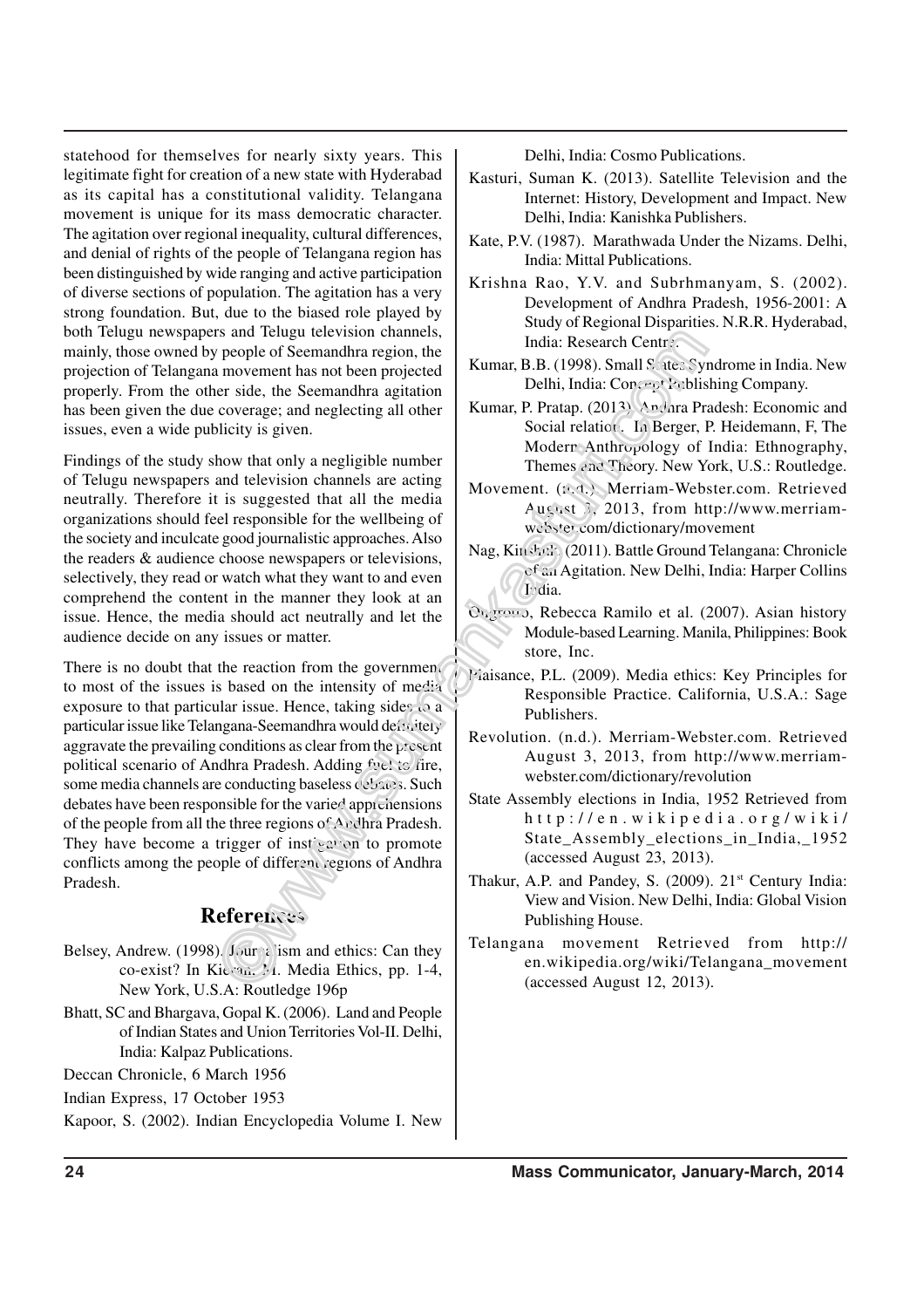statehood for themselves for nearly sixty years. This legitimate fight for creation of a new state with Hyderabad as its capital has a constitutional validity. Telangana movement is unique for its mass democratic character. The agitation over regional inequality, cultural differences, and denial of rights of the people of Telangana region has been distinguished by wide ranging and active participation of diverse sections of population. The agitation has a very strong foundation. But, due to the biased role played by both Telugu newspapers and Telugu television channels, mainly, those owned by people of Seemandhra region, the projection of Telangana movement has not been projected properly. From the other side, the Seemandhra agitation has been given the due coverage; and neglecting all other issues, even a wide publicity is given.

Findings of the study show that only a negligible number of Telugu newspapers and television channels are acting neutrally. Therefore it is suggested that all the media organizations should feel responsible for the wellbeing of the society and inculcate good journalistic approaches. Also the readers & audience choose newspapers or televisions, selectively, they read or watch what they want to and even comprehend the content in the manner they look at an issue. Hence, the media should act neutrally and let the audience decide on any issues or matter.

There is no doubt that the reaction from the government to most of the issues is based on the intensity of media exposure to that particular issue. Hence, taking sides to a particular issue like Telangana-Seemandhra would definitely aggravate the prevailing conditions as clear from the present political scenario of Andhra Pradesh. Adding fuel to fire, some media channels are conducting baseless debates. Such debates have been responsible for the varied apprehensions of the people from all the three regions of Andhra Pradesh. They have become a trigger of instigation to promote conflicts among the people of different regions of Andhra Pradesh.

## References

Belsey, Andrew. (1998). Journalism and ethics: Can they co-exist? In Kieran. M. Media Ethics, pp. 1-4, New York, U.S.A: Routledge 196p

Bhatt, SC and Bhargava, Gopal K. (2006). Land and People of Indian States and Union Territories Vol-II. Delhi, India: Kalpaz Publications.

Deccan Chronicle, 6 March 1956

Indian Express, 17 October 1953

Kapoor, S. (2002). Indian Encyclopedia Volume I. New Delhi, India: Cosmo Publications.

Kasturi, Suman K. (2013). Satellite Television and the Internet: History, Development and Impact. New Delhi, India: Kanishka Publishers.

Kate, P.V. (1987). Marathwada Under the Nizams. Delhi, India: Mittal Publications.

Krishna Rao, Y.V. and Subrhmanyam, S. (2002). Development of Andhra Pradesh, 1956-2001: A Study of Regional Disparities. N.R.R. Hyderabad, India: Research Centre.

Kumar, B.B. (1998). Small States Syndrome in India. New Delhi, India: Concept Publishing Company.

Kumar, P. Pratap. (2013). Andhra Pradesh: Economic and Social relation. In Berger, P. Heidemann, F, The Modern Anthropology of India: Ethnography, Themes and Theory. New York, U.S.: Routledge.

Movement. (n.d.). Merriam-Webster.com. Retrieved August 3, 2013, from http://www.merriam-webster.com/dictionary/movement

Nag, Kingshuk. (2011). Battle Ground Telangana: Chronicle of an Agitation. New Delhi, India: Harper Collins India.

Ongpoco, Rebecca Ramilo et al. (2007). Asian history Module-based Learning. Manila, Philippines: Book store, Inc.

Plaisance, P.L. (2009). Media ethics: Key Principles for Responsible Practice. California, U.S.A.: Sage Publishers.

Revolution. (n.d.). Merriam-Webster.com. Retrieved August 3, 2013, from http://www.merriam-webster.com/dictionary/revolution

State Assembly elections in India, 1952 Retrieved from http://en.wikipedia.org/wiki/State_Assembly_elections_in_India,_1952 (accessed August 23, 2013).

Thakur, A.P. and Pandey, S. (2009). 21st Century India: View and Vision. New Delhi, India: Global Vision Publishing House.

Telangana movement Retrieved from http://en.wikipedia.org/wiki/Telangana_movement (accessed August 12, 2013).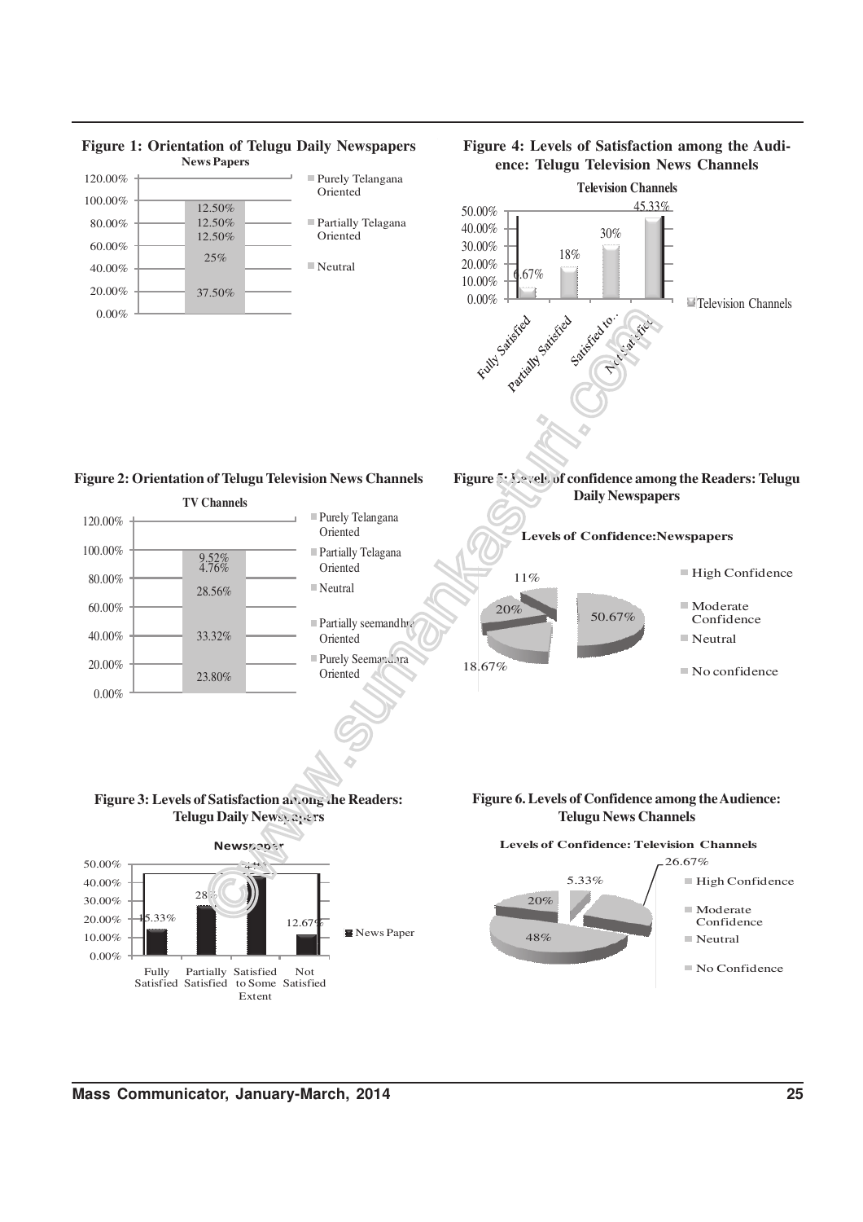**Figure 1: Orientation of Telugu Daily Newspapers**

News Papers

120.00%
100.00%
80.00%
60.00%
40.00%
20.00%
0.00%

12.50%
12.50%
12.50%
25%
37.50%

- Purely Telangana Oriented
- Partially Telagana Oriented
- Neutral

**Figure 2: Orientation of Telugu Television News Channels**

TV Channels

120.00%
100.00%
80.00%
60.00%
40.00%
20.00%
0.00%

9.52%
4.76%
28.56%
33.32%
23.80%

- Purely Telangana Oriented
- Partially Telagana Oriented
- Neutral
- Partially seemandhra Oriented
- Purely Seemandhra Oriented

**Figure 3: Levels of Satisfaction among the Readers: Telugu Daily Newspapers**

Newspaper

50.00%
40.00%
30.00%
20.00%
10.00%
0.00%

15.33% — Fully Satisfied
28% — Partially Satisfied
44% — Satisfied to Some Extent
12.67% — Not Satisfied

News Paper

**Figure 4: Levels of Satisfaction among the Audience: Telugu Television News Channels**

Television Channels

50.00%
40.00%
30.00%
20.00%
10.00%
0.00%

6.67% — Fully Satisfied
18% — Partially Satisfied
30% — Satisfied to...
45.33% — Not Satisfied

Television Channels

**Figure 5: Levels of confidence among the Readers: Telugu Daily Newspapers**

Levels of Confidence:Newspapers

50.67%
18.67%
20%
11%

- High Confidence
- Moderate Confidence
- Neutral
- No confidence

**Figure 6. Levels of Confidence among the Audience: Telugu News Channels**

Levels of Confidence: Television Channels

26.67%
5.33%
20%
48%

- High Confidence
- Moderate Confidence
- Neutral
- No Confidence